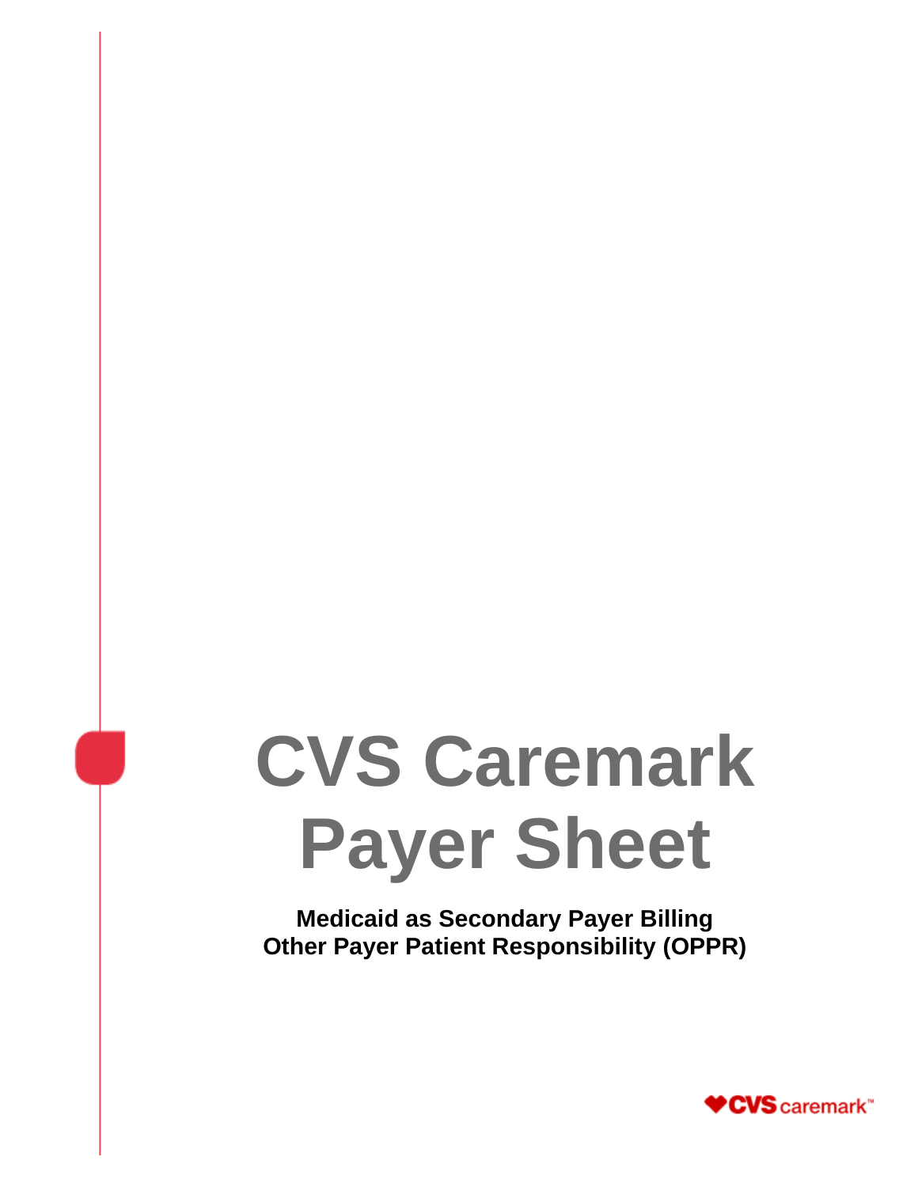# CVS Caremark Payer Sheet

**Medicaid as Secondary Payer Billing**
**Other Payer Patient Responsibility (OPPR)**

CVS caremark™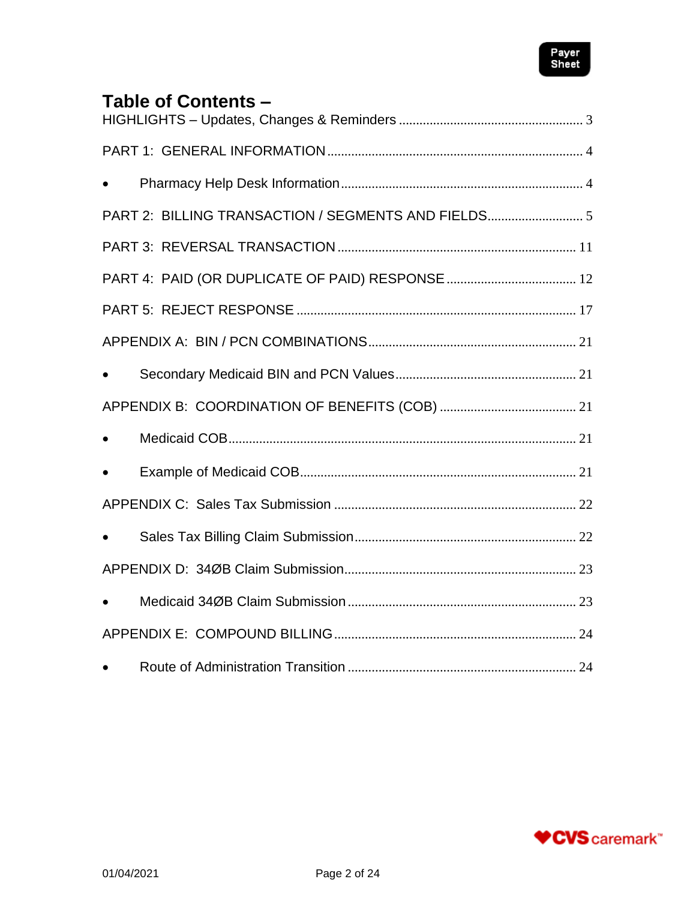# Table of Contents –

HIGHLIGHTS – Updates, Changes & Reminders ........ 3

PART 1: GENERAL INFORMATION ........ 4

- Pharmacy Help Desk Information ........ 4

PART 2: BILLING TRANSACTION / SEGMENTS AND FIELDS ........ 5

PART 3: REVERSAL TRANSACTION ........ 11

PART 4: PAID (OR DUPLICATE OF PAID) RESPONSE ........ 12

PART 5: REJECT RESPONSE ........ 17

APPENDIX A: BIN / PCN COMBINATIONS ........ 21

- Secondary Medicaid BIN and PCN Values ........ 21

APPENDIX B: COORDINATION OF BENEFITS (COB) ........ 21

- Medicaid COB ........ 21
- Example of Medicaid COB ........ 21

APPENDIX C: Sales Tax Submission ........ 22

- Sales Tax Billing Claim Submission ........ 22

APPENDIX D: 34ØB Claim Submission ........ 23

- Medicaid 34ØB Claim Submission ........ 23

APPENDIX E: COMPOUND BILLING ........ 24

- Route of Administration Transition ........ 24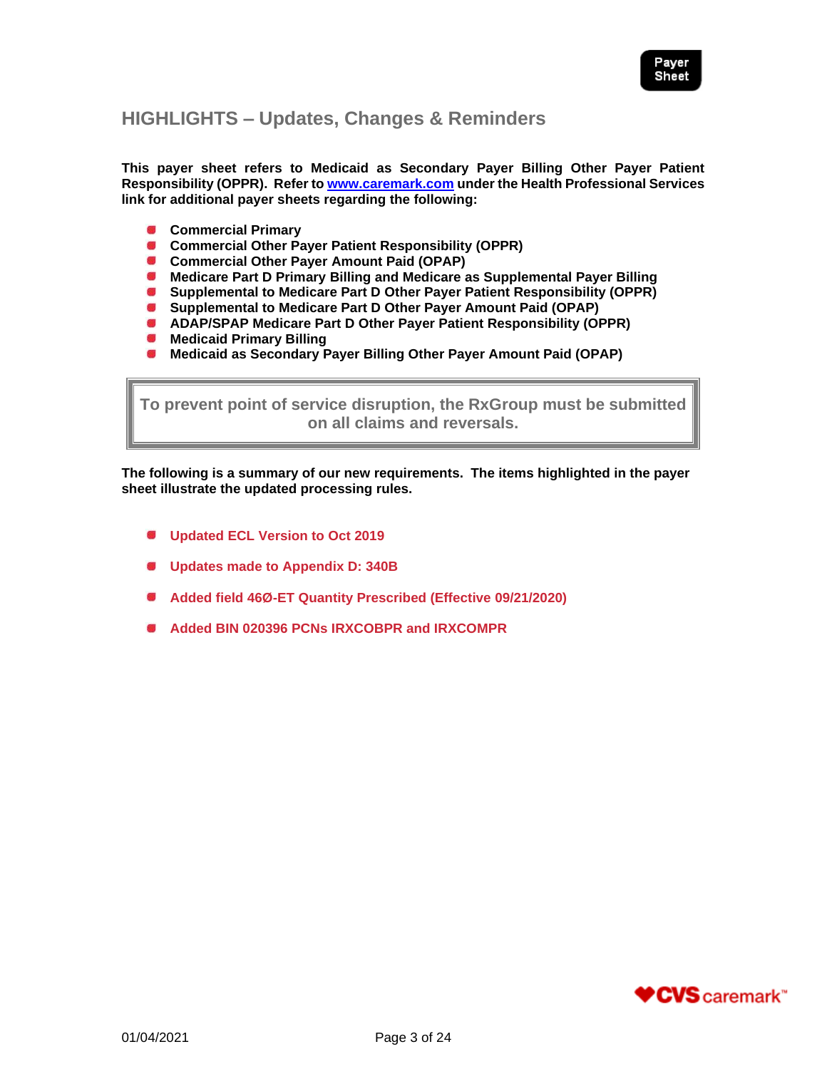## HIGHLIGHTS – Updates, Changes & Reminders

**This payer sheet refers to Medicaid as Secondary Payer Billing Other Payer Patient Responsibility (OPPR). Refer to www.caremark.com under the Health Professional Services link for additional payer sheets regarding the following:**

- **Commercial Primary**
- **Commercial Other Payer Patient Responsibility (OPPR)**
- **Commercial Other Payer Amount Paid (OPAP)**
- **Medicare Part D Primary Billing and Medicare as Supplemental Payer Billing**
- **Supplemental to Medicare Part D Other Payer Patient Responsibility (OPPR)**
- **Supplemental to Medicare Part D Other Payer Amount Paid (OPAP)**
- **ADAP/SPAP Medicare Part D Other Payer Patient Responsibility (OPPR)**
- **Medicaid Primary Billing**
- **Medicaid as Secondary Payer Billing Other Payer Amount Paid (OPAP)**

> **To prevent point of service disruption, the RxGroup must be submitted on all claims and reversals.**

**The following is a summary of our new requirements. The items highlighted in the payer sheet illustrate the updated processing rules.**

- **Updated ECL Version to Oct 2019**
- **Updates made to Appendix D: 340B**
- **Added field 46Ø-ET Quantity Prescribed (Effective 09/21/2020)**
- **Added BIN 020396 PCNs IRXCOBPR and IRXCOMPR**

01/04/2021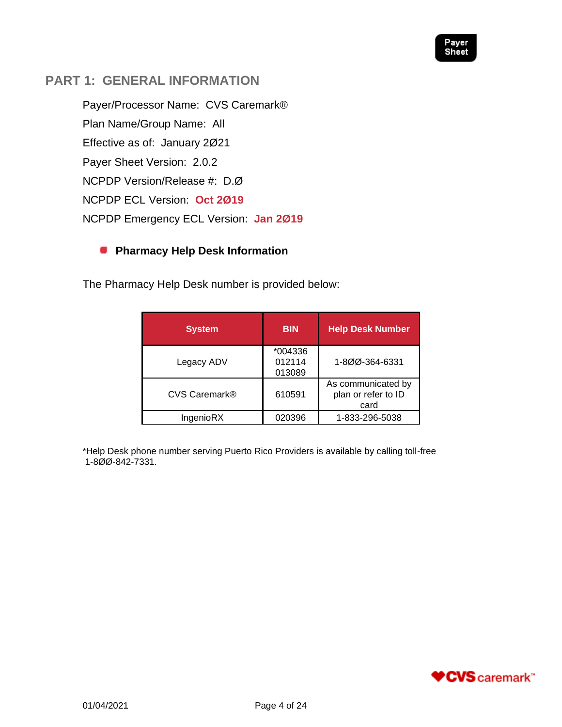## PART 1: GENERAL INFORMATION

Payer/Processor Name: CVS Caremark®

Plan Name/Group Name: All

Effective as of: January 2Ø21

Payer Sheet Version: 2.0.2

NCPDP Version/Release #: D.Ø

NCPDP ECL Version: **Oct 2Ø19**

NCPDP Emergency ECL Version: **Jan 2Ø19**

- **Pharmacy Help Desk Information**

The Pharmacy Help Desk number is provided below:

| System | BIN | Help Desk Number |
|---|---|---|
| Legacy ADV | *004336<br>012114<br>013089 | 1-8ØØ-364-6331 |
| CVS Caremark® | 610591 | As communicated by plan or refer to ID card |
| IngenioRX | 020396 | 1-833-296-5038 |

*Help Desk phone number serving Puerto Rico Providers is available by calling toll-free 1-8ØØ-842-7331.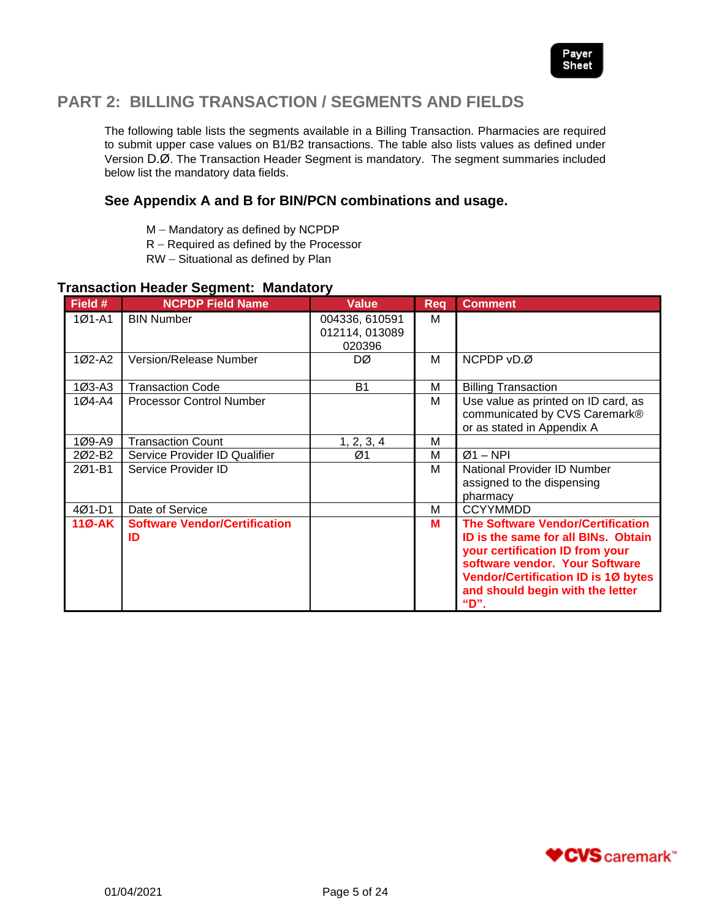## PART 2: BILLING TRANSACTION / SEGMENTS AND FIELDS

The following table lists the segments available in a Billing Transaction. Pharmacies are required to submit upper case values on B1/B2 transactions. The table also lists values as defined under Version D.Ø. The Transaction Header Segment is mandatory. The segment summaries included below list the mandatory data fields.

### See Appendix A and B for BIN/PCN combinations and usage.

M – Mandatory as defined by NCPDP
R – Required as defined by the Processor
RW – Situational as defined by Plan

**Transaction Header Segment: Mandatory**

| Field # | NCPDP Field Name | Value | Req | Comment |
|---|---|---|---|---|
| 1Ø1-A1 | BIN Number | 004336, 610591 012114, 013089 020396 | M | |
| 1Ø2-A2 | Version/Release Number | DØ | M | NCPDP vD.Ø |
| 1Ø3-A3 | Transaction Code | B1 | M | Billing Transaction |
| 1Ø4-A4 | Processor Control Number | | M | Use value as printed on ID card, as communicated by CVS Caremark® or as stated in Appendix A |
| 1Ø9-A9 | Transaction Count | 1, 2, 3, 4 | M | |
| 2Ø2-B2 | Service Provider ID Qualifier | Ø1 | M | Ø1 – NPI |
| 2Ø1-B1 | Service Provider ID | | M | National Provider ID Number assigned to the dispensing pharmacy |
| 4Ø1-D1 | Date of Service | | M | CCYYMMDD |
| **11Ø-AK** | **Software Vendor/Certification ID** | | **M** | **The Software Vendor/Certification ID is the same for all BINs. Obtain your certification ID from your software vendor. Your Software Vendor/Certification ID is 1Ø bytes and should begin with the letter "D".** |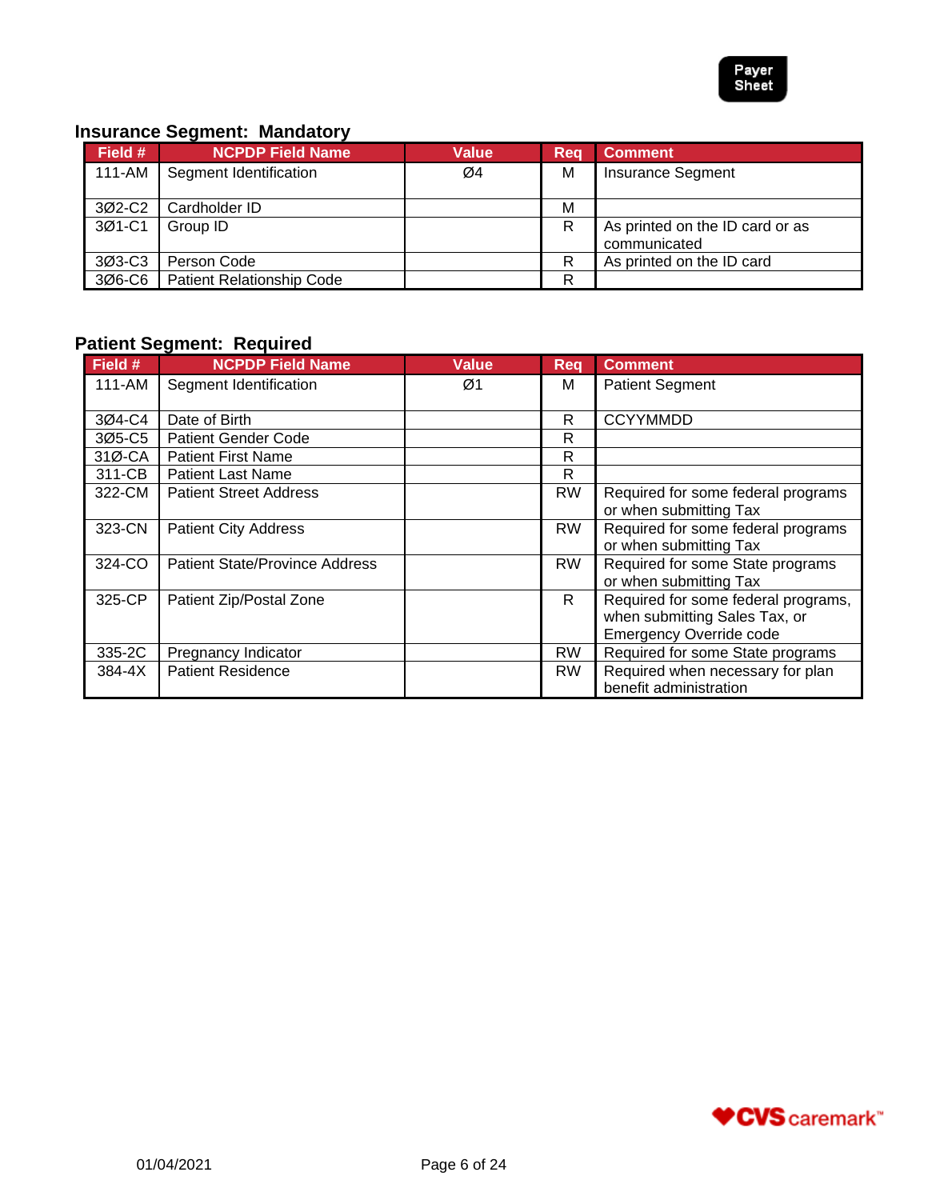## Insurance Segment: Mandatory

| Field # | NCPDP Field Name | Value | Req | Comment |
| --- | --- | --- | --- | --- |
| 111-AM | Segment Identification | Ø4 | M | Insurance Segment |
| 3Ø2-C2 | Cardholder ID | | M | |
| 3Ø1-C1 | Group ID | | R | As printed on the ID card or as communicated |
| 3Ø3-C3 | Person Code | | R | As printed on the ID card |
| 3Ø6-C6 | Patient Relationship Code | | R | |

## Patient Segment: Required

| Field # | NCPDP Field Name | Value | Req | Comment |
| --- | --- | --- | --- | --- |
| 111-AM | Segment Identification | Ø1 | M | Patient Segment |
| 3Ø4-C4 | Date of Birth | | R | CCYYMMDD |
| 3Ø5-C5 | Patient Gender Code | | R | |
| 31Ø-CA | Patient First Name | | R | |
| 311-CB | Patient Last Name | | R | |
| 322-CM | Patient Street Address | | RW | Required for some federal programs or when submitting Tax |
| 323-CN | Patient City Address | | RW | Required for some federal programs or when submitting Tax |
| 324-CO | Patient State/Province Address | | RW | Required for some State programs or when submitting Tax |
| 325-CP | Patient Zip/Postal Zone | | R | Required for some federal programs, when submitting Sales Tax, or Emergency Override code |
| 335-2C | Pregnancy Indicator | | RW | Required for some State programs |
| 384-4X | Patient Residence | | RW | Required when necessary for plan benefit administration |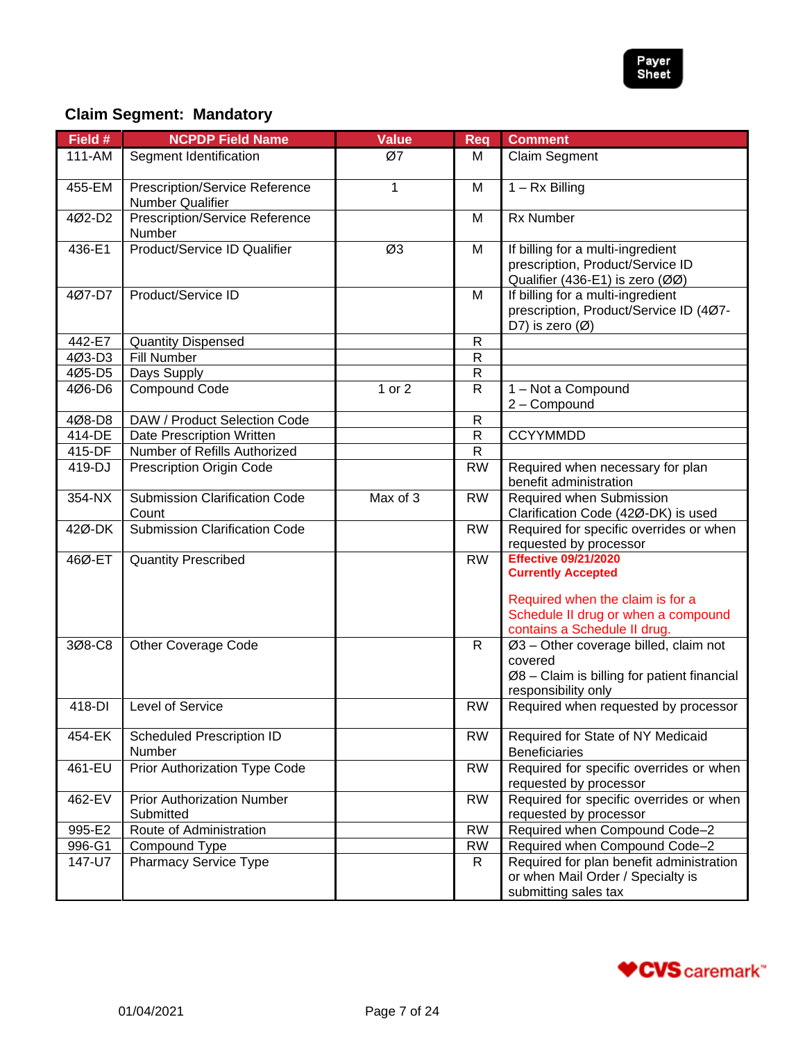## Claim Segment: Mandatory

| Field # | NCPDP Field Name | Value | Req | Comment |
|---|---|---|---|---|
| 111-AM | Segment Identification | Ø7 | M | Claim Segment |
| 455-EM | Prescription/Service Reference Number Qualifier | 1 | M | 1 – Rx Billing |
| 4Ø2-D2 | Prescription/Service Reference Number | | M | Rx Number |
| 436-E1 | Product/Service ID Qualifier | Ø3 | M | If billing for a multi-ingredient prescription, Product/Service ID Qualifier (436-E1) is zero (ØØ) |
| 4Ø7-D7 | Product/Service ID | | M | If billing for a multi-ingredient prescription, Product/Service ID (4Ø7-D7) is zero (Ø) |
| 442-E7 | Quantity Dispensed | | R | |
| 4Ø3-D3 | Fill Number | | R | |
| 4Ø5-D5 | Days Supply | | R | |
| 4Ø6-D6 | Compound Code | 1 or 2 | R | 1 – Not a Compound<br>2 – Compound |
| 4Ø8-D8 | DAW / Product Selection Code | | R | |
| 414-DE | Date Prescription Written | | R | CCYYMMDD |
| 415-DF | Number of Refills Authorized | | R | |
| 419-DJ | Prescription Origin Code | | RW | Required when necessary for plan benefit administration |
| 354-NX | Submission Clarification Code Count | Max of 3 | RW | Required when Submission Clarification Code (42Ø-DK) is used |
| 42Ø-DK | Submission Clarification Code | | RW | Required for specific overrides or when requested by processor |
| 46Ø-ET | Quantity Prescribed | | RW | **Effective 09/21/2020**<br>**Currently Accepted**<br><br>Required when the claim is for a Schedule II drug or when a compound contains a Schedule II drug. |
| 3Ø8-C8 | Other Coverage Code | | R | Ø3 – Other coverage billed, claim not covered<br>Ø8 – Claim is billing for patient financial responsibility only |
| 418-DI | Level of Service | | RW | Required when requested by processor |
| 454-EK | Scheduled Prescription ID Number | | RW | Required for State of NY Medicaid Beneficiaries |
| 461-EU | Prior Authorization Type Code | | RW | Required for specific overrides or when requested by processor |
| 462-EV | Prior Authorization Number Submitted | | RW | Required for specific overrides or when requested by processor |
| 995-E2 | Route of Administration | | RW | Required when Compound Code–2 |
| 996-G1 | Compound Type | | RW | Required when Compound Code–2 |
| 147-U7 | Pharmacy Service Type | | R | Required for plan benefit administration or when Mail Order / Specialty is submitting sales tax |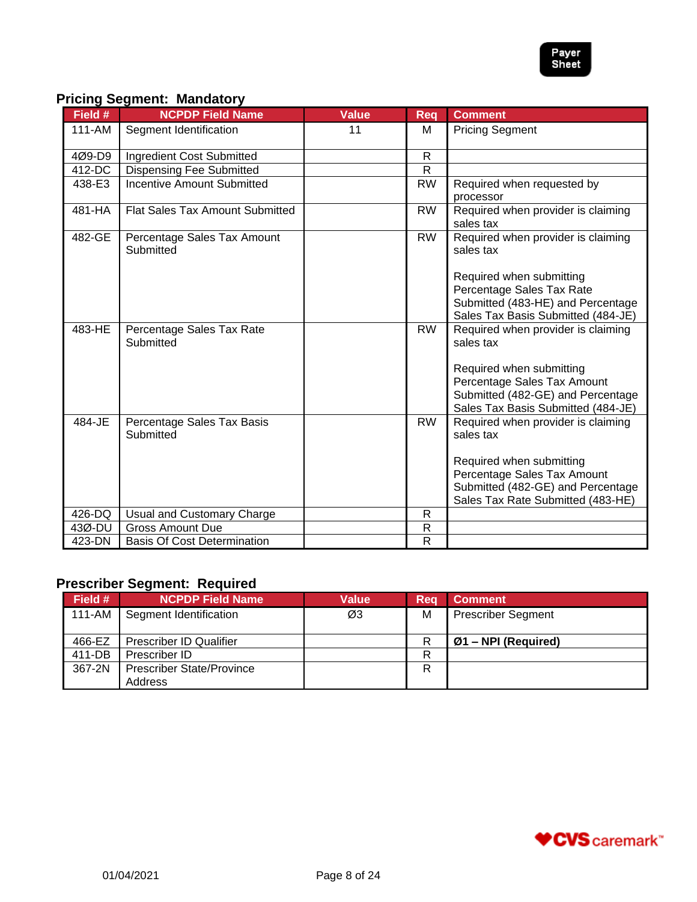## Pricing Segment:  Mandatory

| Field # | NCPDP Field Name | Value | Req | Comment |
|---|---|---|---|---|
| 111-AM | Segment Identification | 11 | M | Pricing Segment |
| 4Ø9-D9 | Ingredient Cost Submitted | | R | |
| 412-DC | Dispensing Fee Submitted | | R | |
| 438-E3 | Incentive Amount Submitted | | RW | Required when requested by processor |
| 481-HA | Flat Sales Tax Amount Submitted | | RW | Required when provider is claiming sales tax |
| 482-GE | Percentage Sales Tax Amount Submitted | | RW | Required when provider is claiming sales tax<br><br>Required when submitting Percentage Sales Tax Rate Submitted (483-HE) and Percentage Sales Tax Basis Submitted (484-JE) |
| 483-HE | Percentage Sales Tax Rate Submitted | | RW | Required when provider is claiming sales tax<br><br>Required when submitting Percentage Sales Tax Amount Submitted (482-GE) and Percentage Sales Tax Basis Submitted (484-JE) |
| 484-JE | Percentage Sales Tax Basis Submitted | | RW | Required when provider is claiming sales tax<br><br>Required when submitting Percentage Sales Tax Amount Submitted (482-GE) and Percentage Sales Tax Rate Submitted (483-HE) |
| 426-DQ | Usual and Customary Charge | | R | |
| 43Ø-DU | Gross Amount Due | | R | |
| 423-DN | Basis Of Cost Determination | | R | |

## Prescriber Segment:  Required

| Field # | NCPDP Field Name | Value | Req | Comment |
|---|---|---|---|---|
| 111-AM | Segment Identification | Ø3 | M | Prescriber Segment |
| 466-EZ | Prescriber ID Qualifier | | R | **Ø1 – NPI (Required)** |
| 411-DB | Prescriber ID | | R | |
| 367-2N | Prescriber State/Province Address | | R | |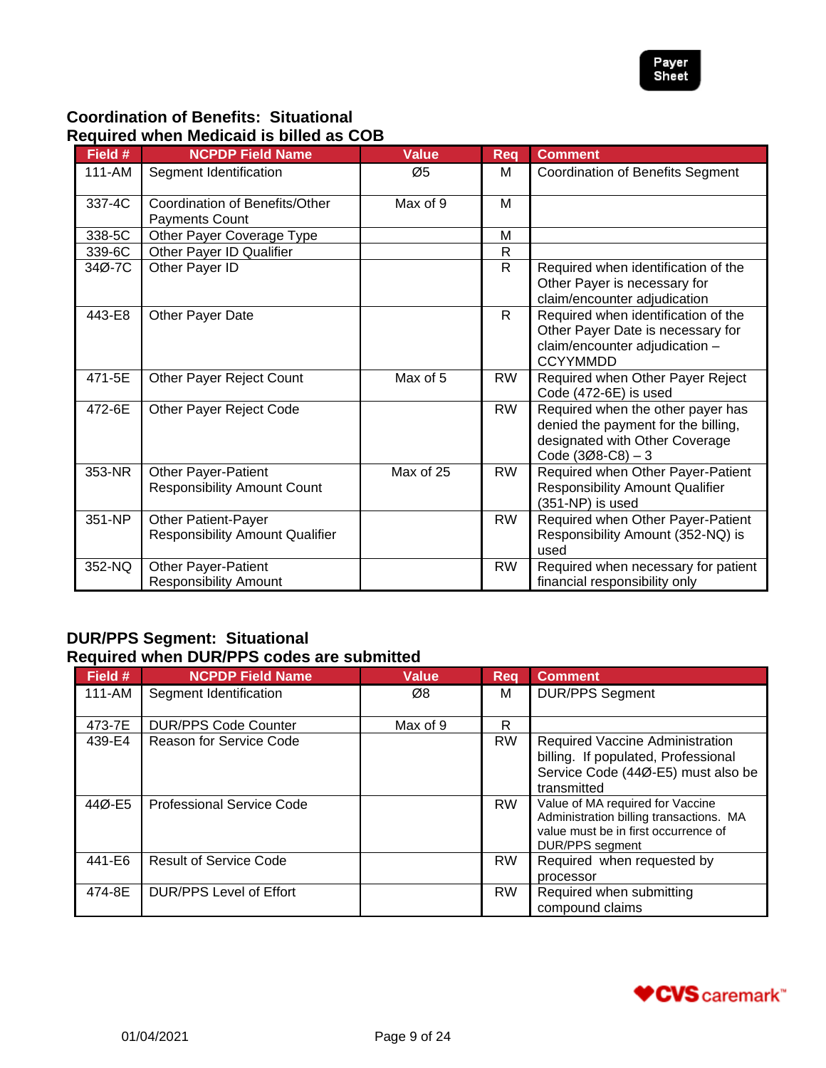## Coordination of Benefits: Situational
## Required when Medicaid is billed as COB

| Field # | NCPDP Field Name | Value | Req | Comment |
|---|---|---|---|---|
| 111-AM | Segment Identification | Ø5 | M | Coordination of Benefits Segment |
| 337-4C | Coordination of Benefits/Other Payments Count | Max of 9 | M | |
| 338-5C | Other Payer Coverage Type | | M | |
| 339-6C | Other Payer ID Qualifier | | R | |
| 34Ø-7C | Other Payer ID | | R | Required when identification of the Other Payer is necessary for claim/encounter adjudication |
| 443-E8 | Other Payer Date | | R | Required when identification of the Other Payer Date is necessary for claim/encounter adjudication – CCYYMMDD |
| 471-5E | Other Payer Reject Count | Max of 5 | RW | Required when Other Payer Reject Code (472-6E) is used |
| 472-6E | Other Payer Reject Code | | RW | Required when the other payer has denied the payment for the billing, designated with Other Coverage Code (3Ø8-C8) – 3 |
| 353-NR | Other Payer-Patient Responsibility Amount Count | Max of 25 | RW | Required when Other Payer-Patient Responsibility Amount Qualifier (351-NP) is used |
| 351-NP | Other Patient-Payer Responsibility Amount Qualifier | | RW | Required when Other Payer-Patient Responsibility Amount (352-NQ) is used |
| 352-NQ | Other Payer-Patient Responsibility Amount | | RW | Required when necessary for patient financial responsibility only |

## DUR/PPS Segment: Situational
## Required when DUR/PPS codes are submitted

| Field # | NCPDP Field Name | Value | Req | Comment |
|---|---|---|---|---|
| 111-AM | Segment Identification | Ø8 | M | DUR/PPS Segment |
| 473-7E | DUR/PPS Code Counter | Max of 9 | R | |
| 439-E4 | Reason for Service Code | | RW | Required Vaccine Administration billing. If populated, Professional Service Code (44Ø-E5) must also be transmitted |
| 44Ø-E5 | Professional Service Code | | RW | Value of MA required for Vaccine Administration billing transactions. MA value must be in first occurrence of DUR/PPS segment |
| 441-E6 | Result of Service Code | | RW | Required when requested by processor |
| 474-8E | DUR/PPS Level of Effort | | RW | Required when submitting compound claims |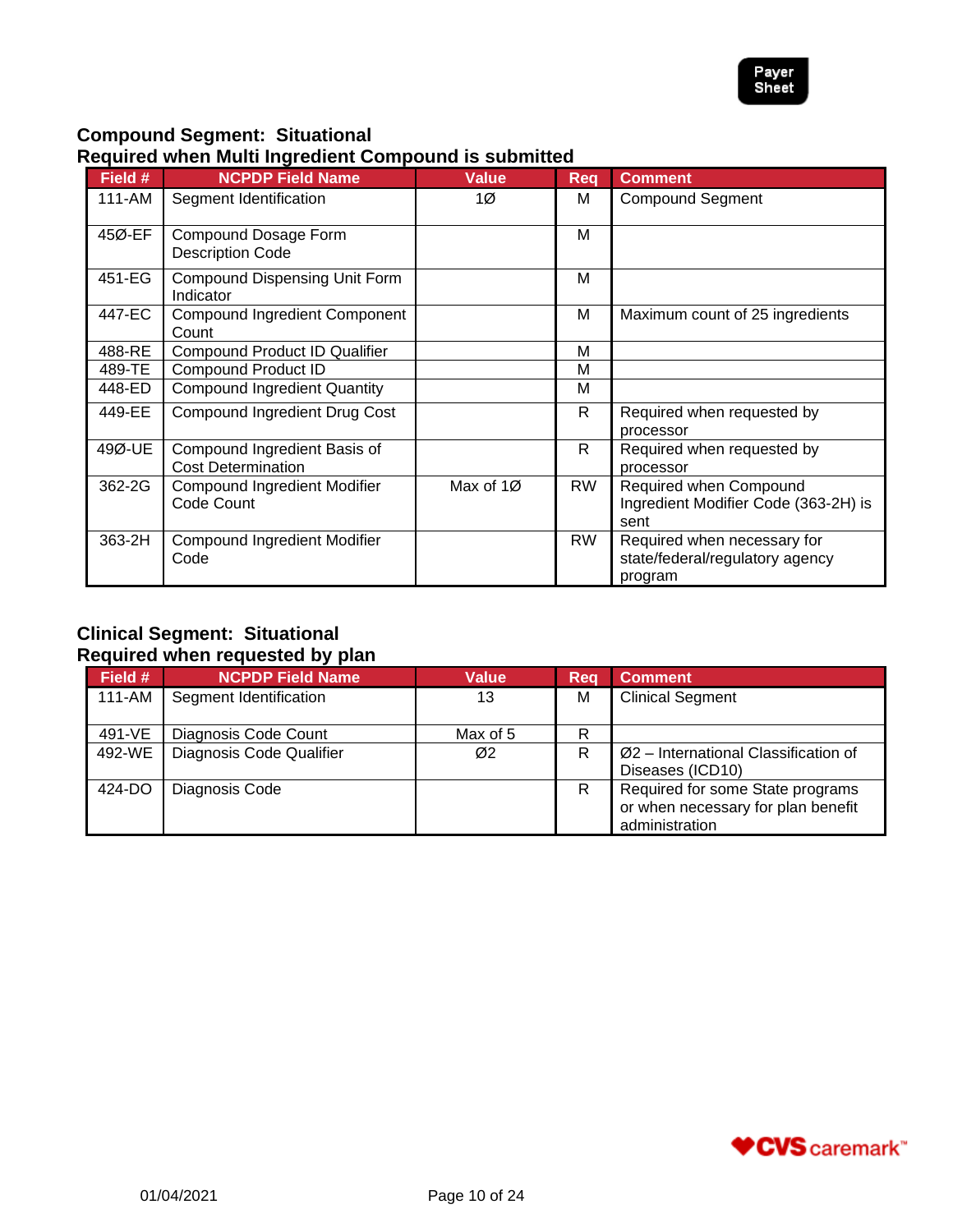**Compound Segment: Situational**
**Required when Multi Ingredient Compound is submitted**

| Field # | NCPDP Field Name | Value | Req | Comment |
|---|---|---|---|---|
| 111-AM | Segment Identification | 1Ø | M | Compound Segment |
| 45Ø-EF | Compound Dosage Form Description Code | | M | |
| 451-EG | Compound Dispensing Unit Form Indicator | | M | |
| 447-EC | Compound Ingredient Component Count | | M | Maximum count of 25 ingredients |
| 488-RE | Compound Product ID Qualifier | | M | |
| 489-TE | Compound Product ID | | M | |
| 448-ED | Compound Ingredient Quantity | | M | |
| 449-EE | Compound Ingredient Drug Cost | | R | Required when requested by processor |
| 49Ø-UE | Compound Ingredient Basis of Cost Determination | | R | Required when requested by processor |
| 362-2G | Compound Ingredient Modifier Code Count | Max of 1Ø | RW | Required when Compound Ingredient Modifier Code (363-2H) is sent |
| 363-2H | Compound Ingredient Modifier Code | | RW | Required when necessary for state/federal/regulatory agency program |

**Clinical Segment: Situational**
**Required when requested by plan**

| Field # | NCPDP Field Name | Value | Req | Comment |
|---|---|---|---|---|
| 111-AM | Segment Identification | 13 | M | Clinical Segment |
| 491-VE | Diagnosis Code Count | Max of 5 | R | |
| 492-WE | Diagnosis Code Qualifier | Ø2 | R | Ø2 – International Classification of Diseases (ICD10) |
| 424-DO | Diagnosis Code | | R | Required for some State programs or when necessary for plan benefit administration |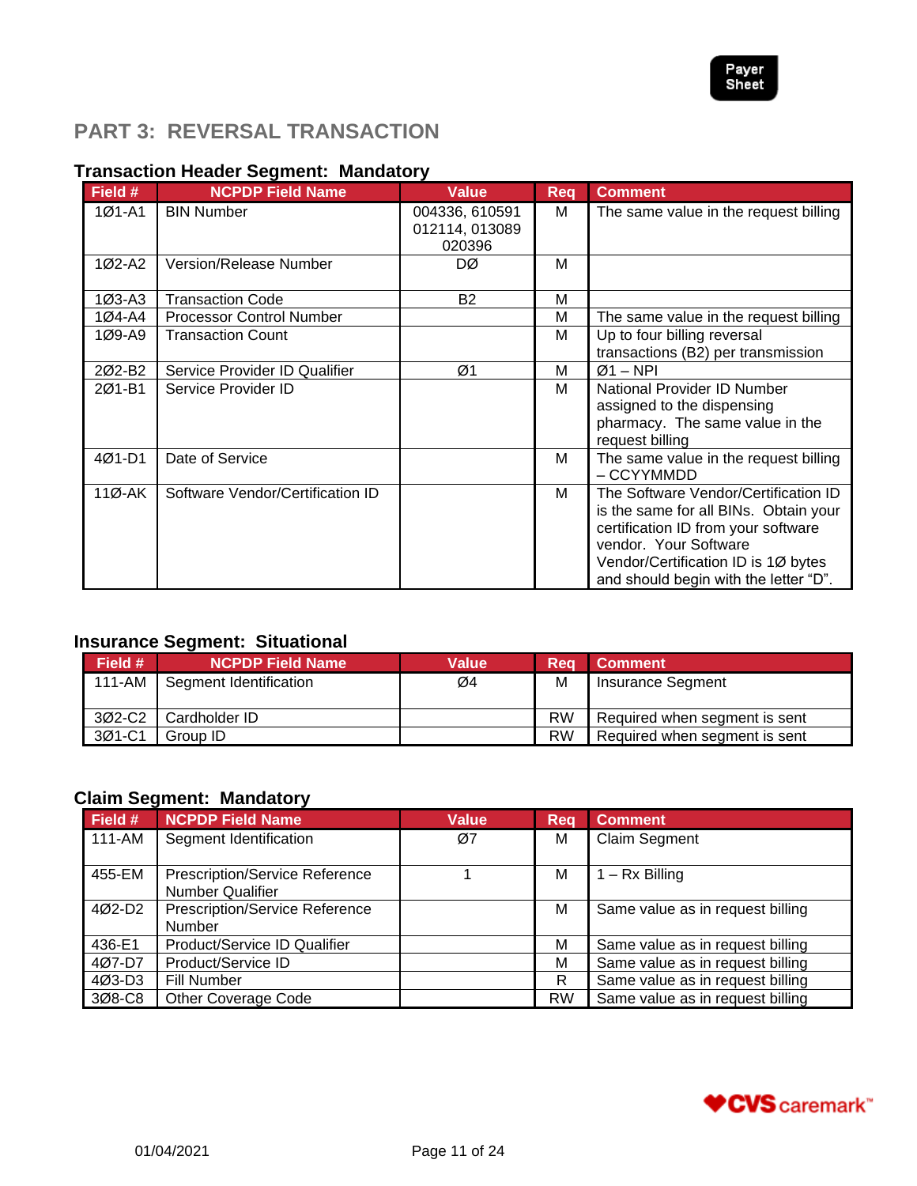## PART 3: REVERSAL TRANSACTION

### Transaction Header Segment: Mandatory

| Field # | NCPDP Field Name | Value | Req | Comment |
|---|---|---|---|---|
| 1Ø1-A1 | BIN Number | 004336, 610591 012114, 013089 020396 | M | The same value in the request billing |
| 1Ø2-A2 | Version/Release Number | DØ | M | |
| 1Ø3-A3 | Transaction Code | B2 | M | |
| 1Ø4-A4 | Processor Control Number | | M | The same value in the request billing |
| 1Ø9-A9 | Transaction Count | | M | Up to four billing reversal transactions (B2) per transmission |
| 2Ø2-B2 | Service Provider ID Qualifier | Ø1 | M | Ø1 – NPI |
| 2Ø1-B1 | Service Provider ID | | M | National Provider ID Number assigned to the dispensing pharmacy. The same value in the request billing |
| 4Ø1-D1 | Date of Service | | M | The same value in the request billing – CCYYMMDD |
| 11Ø-AK | Software Vendor/Certification ID | | M | The Software Vendor/Certification ID is the same for all BINs. Obtain your certification ID from your software vendor. Your Software Vendor/Certification ID is 1Ø bytes and should begin with the letter "D". |

### Insurance Segment: Situational

| Field # | NCPDP Field Name | Value | Req | Comment |
|---|---|---|---|---|
| 111-AM | Segment Identification | Ø4 | M | Insurance Segment |
| 3Ø2-C2 | Cardholder ID | | RW | Required when segment is sent |
| 3Ø1-C1 | Group ID | | RW | Required when segment is sent |

### Claim Segment: Mandatory

| Field # | NCPDP Field Name | Value | Req | Comment |
|---|---|---|---|---|
| 111-AM | Segment Identification | Ø7 | M | Claim Segment |
| 455-EM | Prescription/Service Reference Number Qualifier | 1 | M | 1 – Rx Billing |
| 4Ø2-D2 | Prescription/Service Reference Number | | M | Same value as in request billing |
| 436-E1 | Product/Service ID Qualifier | | M | Same value as in request billing |
| 4Ø7-D7 | Product/Service ID | | M | Same value as in request billing |
| 4Ø3-D3 | Fill Number | | R | Same value as in request billing |
| 3Ø8-C8 | Other Coverage Code | | RW | Same value as in request billing |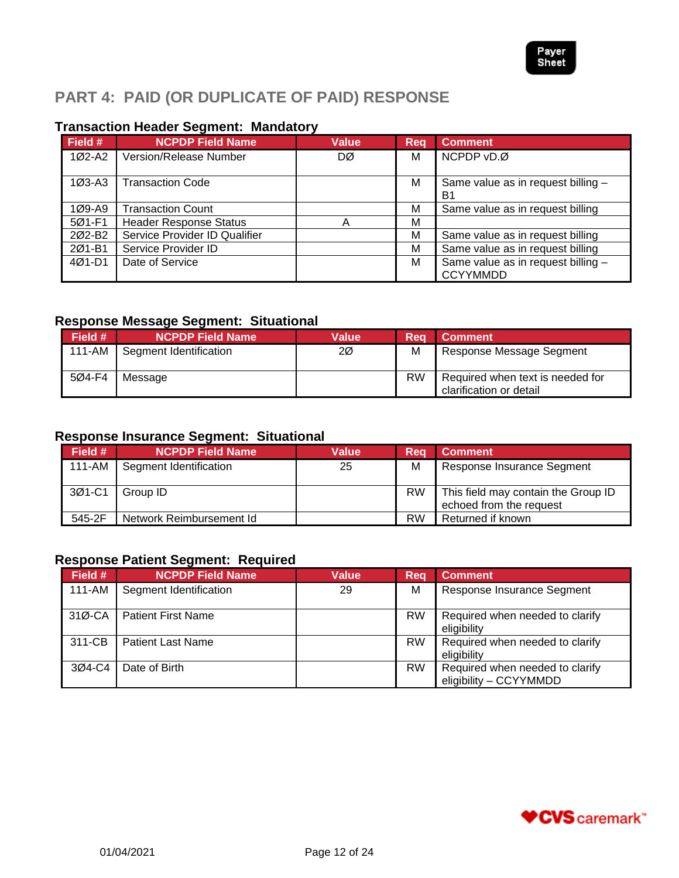## PART 4: PAID (OR DUPLICATE OF PAID) RESPONSE

### Transaction Header Segment: Mandatory

| Field # | NCPDP Field Name | Value | Req | Comment |
|---|---|---|---|---|
| 1Ø2-A2 | Version/Release Number | DØ | M | NCPDP vD.Ø |
| 1Ø3-A3 | Transaction Code | | M | Same value as in request billing – B1 |
| 1Ø9-A9 | Transaction Count | | M | Same value as in request billing |
| 5Ø1-F1 | Header Response Status | A | M | |
| 2Ø2-B2 | Service Provider ID Qualifier | | M | Same value as in request billing |
| 2Ø1-B1 | Service Provider ID | | M | Same value as in request billing |
| 4Ø1-D1 | Date of Service | | M | Same value as in request billing – CCYYMMDD |

### Response Message Segment: Situational

| Field # | NCPDP Field Name | Value | Req | Comment |
|---|---|---|---|---|
| 111-AM | Segment Identification | 2Ø | M | Response Message Segment |
| 5Ø4-F4 | Message | | RW | Required when text is needed for clarification or detail |

### Response Insurance Segment: Situational

| Field # | NCPDP Field Name | Value | Req | Comment |
|---|---|---|---|---|
| 111-AM | Segment Identification | 25 | M | Response Insurance Segment |
| 3Ø1-C1 | Group ID | | RW | This field may contain the Group ID echoed from the request |
| 545-2F | Network Reimbursement Id | | RW | Returned if known |

### Response Patient Segment: Required

| Field # | NCPDP Field Name | Value | Req | Comment |
|---|---|---|---|---|
| 111-AM | Segment Identification | 29 | M | Response Insurance Segment |
| 31Ø-CA | Patient First Name | | RW | Required when needed to clarify eligibility |
| 311-CB | Patient Last Name | | RW | Required when needed to clarify eligibility |
| 3Ø4-C4 | Date of Birth | | RW | Required when needed to clarify eligibility – CCYYMMDD |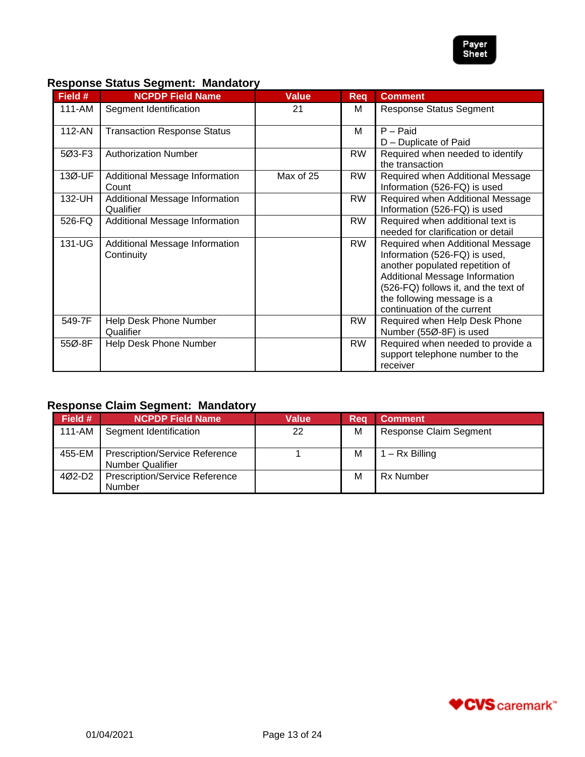## Response Status Segment: Mandatory

| Field # | NCPDP Field Name | Value | Req | Comment |
|---|---|---|---|---|
| 111-AM | Segment Identification | 21 | M | Response Status Segment |
| 112-AN | Transaction Response Status | | M | P – Paid<br>D – Duplicate of Paid |
| 5Ø3-F3 | Authorization Number | | RW | Required when needed to identify the transaction |
| 13Ø-UF | Additional Message Information Count | Max of 25 | RW | Required when Additional Message Information (526-FQ) is used |
| 132-UH | Additional Message Information Qualifier | | RW | Required when Additional Message Information (526-FQ) is used |
| 526-FQ | Additional Message Information | | RW | Required when additional text is needed for clarification or detail |
| 131-UG | Additional Message Information Continuity | | RW | Required when Additional Message Information (526-FQ) is used, another populated repetition of Additional Message Information (526-FQ) follows it, and the text of the following message is a continuation of the current |
| 549-7F | Help Desk Phone Number Qualifier | | RW | Required when Help Desk Phone Number (55Ø-8F) is used |
| 55Ø-8F | Help Desk Phone Number | | RW | Required when needed to provide a support telephone number to the receiver |

## Response Claim Segment: Mandatory

| Field # | NCPDP Field Name | Value | Req | Comment |
|---|---|---|---|---|
| 111-AM | Segment Identification | 22 | M | Response Claim Segment |
| 455-EM | Prescription/Service Reference Number Qualifier | 1 | M | 1 – Rx Billing |
| 4Ø2-D2 | Prescription/Service Reference Number | | M | Rx Number |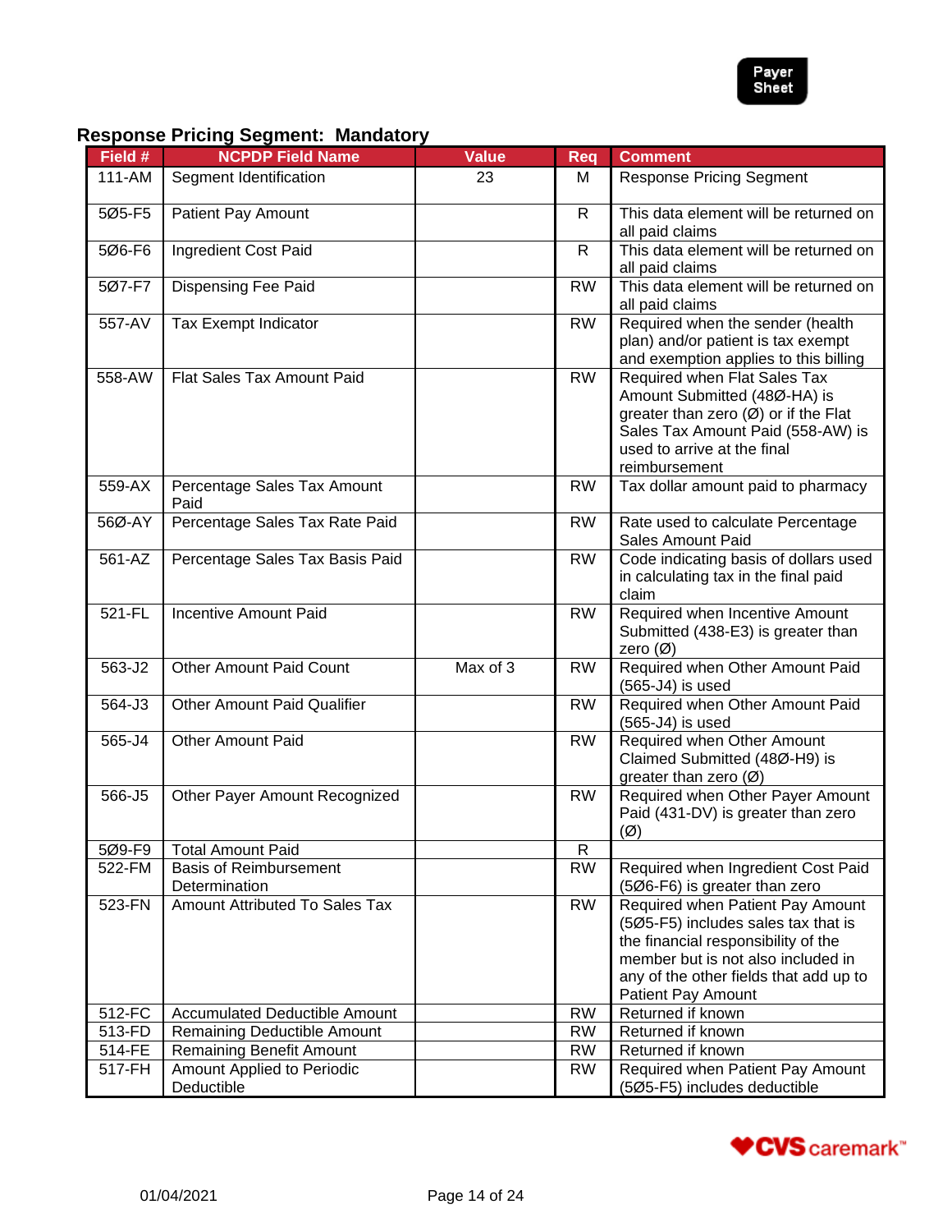## Response Pricing Segment: Mandatory

| Field # | NCPDP Field Name | Value | Req | Comment |
|---|---|---|---|---|
| 111-AM | Segment Identification | 23 | M | Response Pricing Segment |
| 5Ø5-F5 | Patient Pay Amount | | R | This data element will be returned on all paid claims |
| 5Ø6-F6 | Ingredient Cost Paid | | R | This data element will be returned on all paid claims |
| 5Ø7-F7 | Dispensing Fee Paid | | RW | This data element will be returned on all paid claims |
| 557-AV | Tax Exempt Indicator | | RW | Required when the sender (health plan) and/or patient is tax exempt and exemption applies to this billing |
| 558-AW | Flat Sales Tax Amount Paid | | RW | Required when Flat Sales Tax Amount Submitted (48Ø-HA) is greater than zero (Ø) or if the Flat Sales Tax Amount Paid (558-AW) is used to arrive at the final reimbursement |
| 559-AX | Percentage Sales Tax Amount Paid | | RW | Tax dollar amount paid to pharmacy |
| 56Ø-AY | Percentage Sales Tax Rate Paid | | RW | Rate used to calculate Percentage Sales Amount Paid |
| 561-AZ | Percentage Sales Tax Basis Paid | | RW | Code indicating basis of dollars used in calculating tax in the final paid claim |
| 521-FL | Incentive Amount Paid | | RW | Required when Incentive Amount Submitted (438-E3) is greater than zero (Ø) |
| 563-J2 | Other Amount Paid Count | Max of 3 | RW | Required when Other Amount Paid (565-J4) is used |
| 564-J3 | Other Amount Paid Qualifier | | RW | Required when Other Amount Paid (565-J4) is used |
| 565-J4 | Other Amount Paid | | RW | Required when Other Amount Claimed Submitted (48Ø-H9) is greater than zero (Ø) |
| 566-J5 | Other Payer Amount Recognized | | RW | Required when Other Payer Amount Paid (431-DV) is greater than zero (Ø) |
| 5Ø9-F9 | Total Amount Paid | | R | |
| 522-FM | Basis of Reimbursement Determination | | RW | Required when Ingredient Cost Paid (5Ø6-F6) is greater than zero |
| 523-FN | Amount Attributed To Sales Tax | | RW | Required when Patient Pay Amount (5Ø5-F5) includes sales tax that is the financial responsibility of the member but is not also included in any of the other fields that add up to Patient Pay Amount |
| 512-FC | Accumulated Deductible Amount | | RW | Returned if known |
| 513-FD | Remaining Deductible Amount | | RW | Returned if known |
| 514-FE | Remaining Benefit Amount | | RW | Returned if known |
| 517-FH | Amount Applied to Periodic Deductible | | RW | Required when Patient Pay Amount (5Ø5-F5) includes deductible |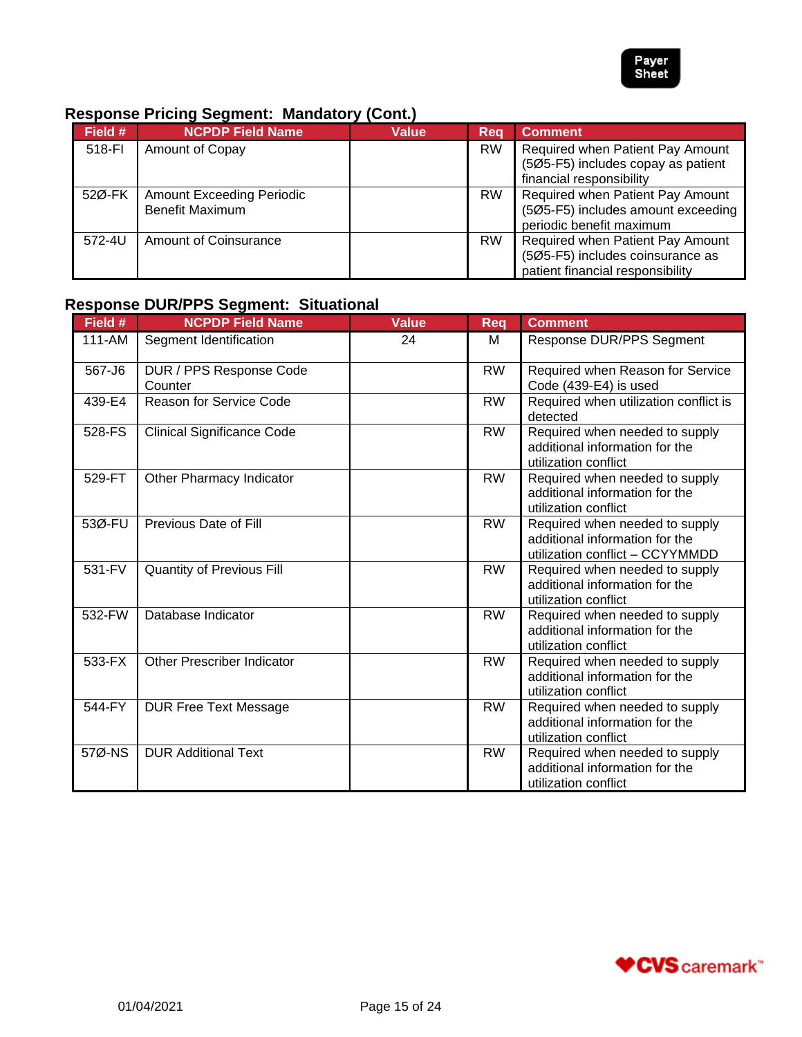### Response Pricing Segment: Mandatory (Cont.)

| Field # | NCPDP Field Name | Value | Req | Comment |
|---|---|---|---|---|
| 518-FI | Amount of Copay | | RW | Required when Patient Pay Amount (5Ø5-F5) includes copay as patient financial responsibility |
| 52Ø-FK | Amount Exceeding Periodic Benefit Maximum | | RW | Required when Patient Pay Amount (5Ø5-F5) includes amount exceeding periodic benefit maximum |
| 572-4U | Amount of Coinsurance | | RW | Required when Patient Pay Amount (5Ø5-F5) includes coinsurance as patient financial responsibility |

### Response DUR/PPS Segment: Situational

| Field # | NCPDP Field Name | Value | Req | Comment |
|---|---|---|---|---|
| 111-AM | Segment Identification | 24 | M | Response DUR/PPS Segment |
| 567-J6 | DUR / PPS Response Code Counter | | RW | Required when Reason for Service Code (439-E4) is used |
| 439-E4 | Reason for Service Code | | RW | Required when utilization conflict is detected |
| 528-FS | Clinical Significance Code | | RW | Required when needed to supply additional information for the utilization conflict |
| 529-FT | Other Pharmacy Indicator | | RW | Required when needed to supply additional information for the utilization conflict |
| 53Ø-FU | Previous Date of Fill | | RW | Required when needed to supply additional information for the utilization conflict – CCYYMMDD |
| 531-FV | Quantity of Previous Fill | | RW | Required when needed to supply additional information for the utilization conflict |
| 532-FW | Database Indicator | | RW | Required when needed to supply additional information for the utilization conflict |
| 533-FX | Other Prescriber Indicator | | RW | Required when needed to supply additional information for the utilization conflict |
| 544-FY | DUR Free Text Message | | RW | Required when needed to supply additional information for the utilization conflict |
| 57Ø-NS | DUR Additional Text | | RW | Required when needed to supply additional information for the utilization conflict |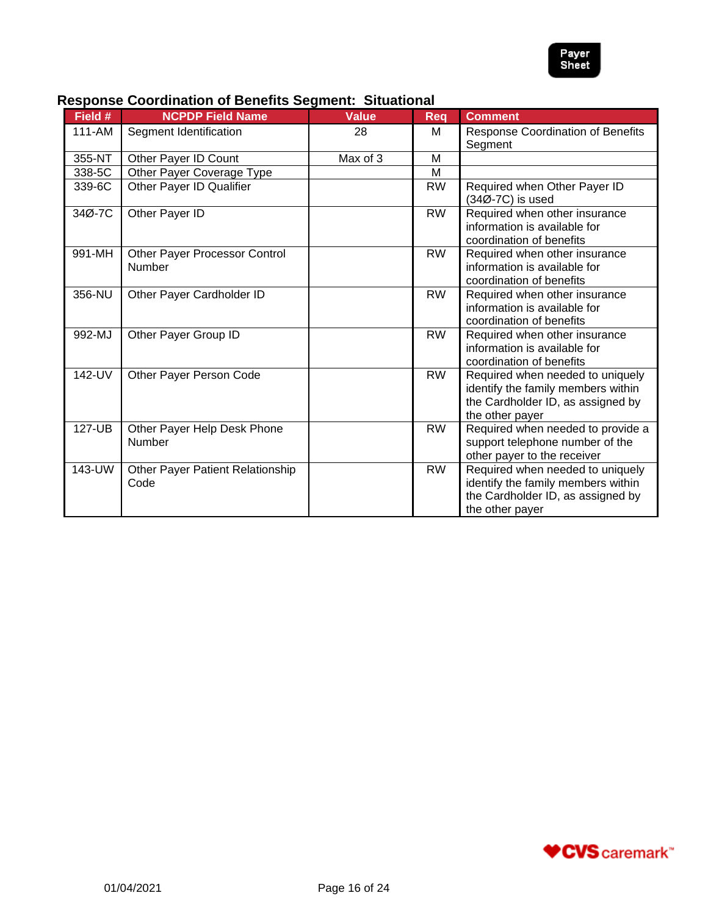### Response Coordination of Benefits Segment: Situational

| Field # | NCPDP Field Name | Value | Req | Comment |
|---|---|---|---|---|
| 111-AM | Segment Identification | 28 | M | Response Coordination of Benefits Segment |
| 355-NT | Other Payer ID Count | Max of 3 | M | |
| 338-5C | Other Payer Coverage Type | | M | |
| 339-6C | Other Payer ID Qualifier | | RW | Required when Other Payer ID (34Ø-7C) is used |
| 34Ø-7C | Other Payer ID | | RW | Required when other insurance information is available for coordination of benefits |
| 991-MH | Other Payer Processor Control Number | | RW | Required when other insurance information is available for coordination of benefits |
| 356-NU | Other Payer Cardholder ID | | RW | Required when other insurance information is available for coordination of benefits |
| 992-MJ | Other Payer Group ID | | RW | Required when other insurance information is available for coordination of benefits |
| 142-UV | Other Payer Person Code | | RW | Required when needed to uniquely identify the family members within the Cardholder ID, as assigned by the other payer |
| 127-UB | Other Payer Help Desk Phone Number | | RW | Required when needed to provide a support telephone number of the other payer to the receiver |
| 143-UW | Other Payer Patient Relationship Code | | RW | Required when needed to uniquely identify the family members within the Cardholder ID, as assigned by the other payer |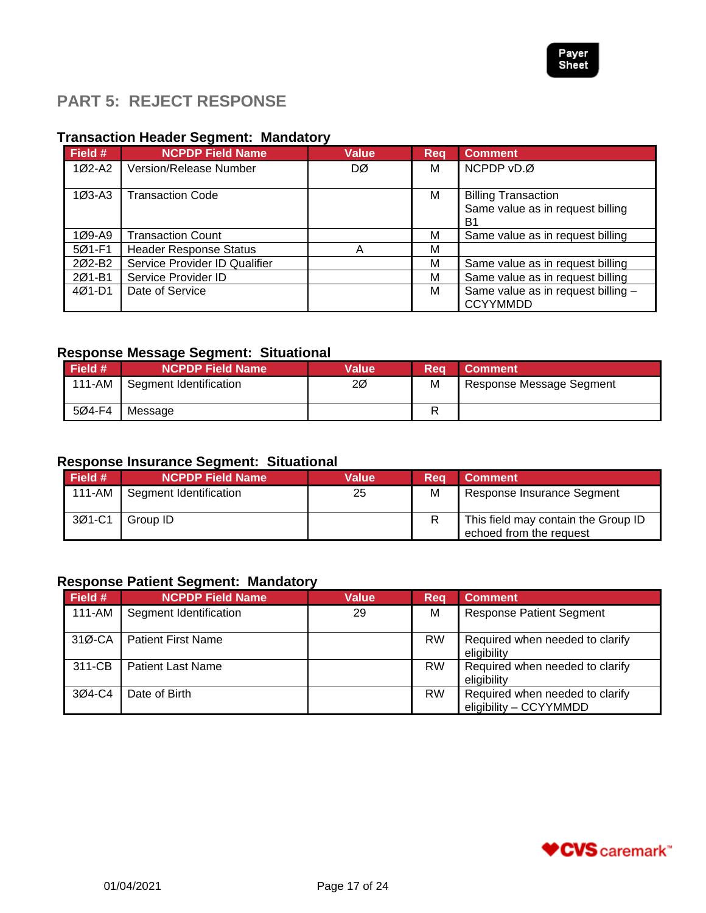## PART 5: REJECT RESPONSE

### Transaction Header Segment: Mandatory

| Field # | NCPDP Field Name | Value | Req | Comment |
|---|---|---|---|---|
| 1Ø2-A2 | Version/Release Number | DØ | M | NCPDP vD.Ø |
| 1Ø3-A3 | Transaction Code | | M | Billing Transaction<br>Same value as in request billing B1 |
| 1Ø9-A9 | Transaction Count | | M | Same value as in request billing |
| 5Ø1-F1 | Header Response Status | A | M | |
| 2Ø2-B2 | Service Provider ID Qualifier | | M | Same value as in request billing |
| 2Ø1-B1 | Service Provider ID | | M | Same value as in request billing |
| 4Ø1-D1 | Date of Service | | M | Same value as in request billing – CCYYMMDD |

### Response Message Segment: Situational

| Field # | NCPDP Field Name | Value | Req | Comment |
|---|---|---|---|---|
| 111-AM | Segment Identification | 2Ø | M | Response Message Segment |
| 5Ø4-F4 | Message | | R | |

### Response Insurance Segment: Situational

| Field # | NCPDP Field Name | Value | Req | Comment |
|---|---|---|---|---|
| 111-AM | Segment Identification | 25 | M | Response Insurance Segment |
| 3Ø1-C1 | Group ID | | R | This field may contain the Group ID echoed from the request |

### Response Patient Segment: Mandatory

| Field # | NCPDP Field Name | Value | Req | Comment |
|---|---|---|---|---|
| 111-AM | Segment Identification | 29 | M | Response Patient Segment |
| 31Ø-CA | Patient First Name | | RW | Required when needed to clarify eligibility |
| 311-CB | Patient Last Name | | RW | Required when needed to clarify eligibility |
| 3Ø4-C4 | Date of Birth | | RW | Required when needed to clarify eligibility – CCYYMMDD |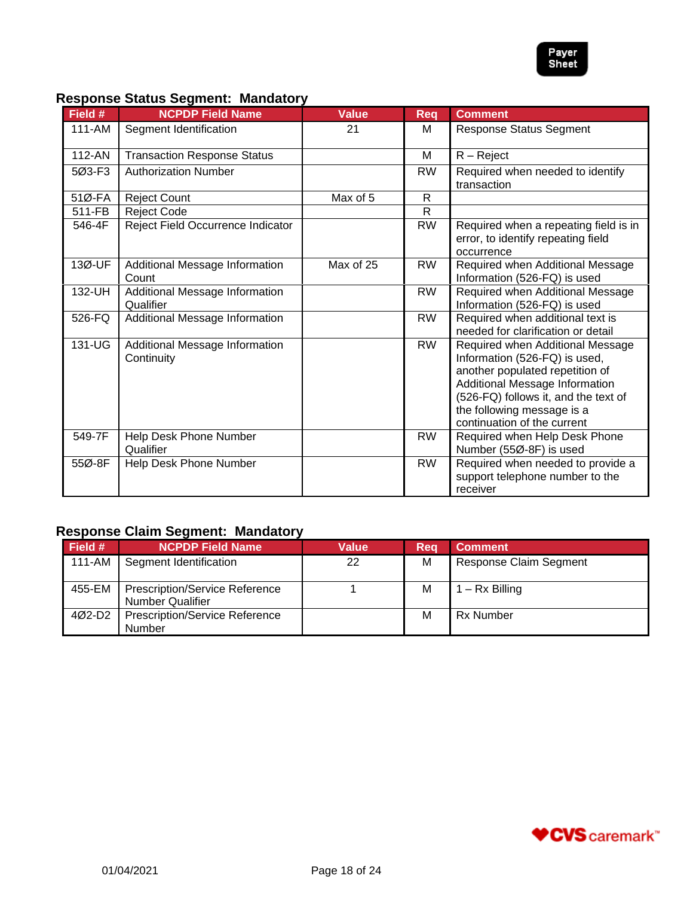## Response Status Segment: Mandatory

| Field # | NCPDP Field Name | Value | Req | Comment |
|---|---|---|---|---|
| 111-AM | Segment Identification | 21 | M | Response Status Segment |
| 112-AN | Transaction Response Status | | M | R – Reject |
| 5Ø3-F3 | Authorization Number | | RW | Required when needed to identify transaction |
| 51Ø-FA | Reject Count | Max of 5 | R | |
| 511-FB | Reject Code | | R | |
| 546-4F | Reject Field Occurrence Indicator | | RW | Required when a repeating field is in error, to identify repeating field occurrence |
| 13Ø-UF | Additional Message Information Count | Max of 25 | RW | Required when Additional Message Information (526-FQ) is used |
| 132-UH | Additional Message Information Qualifier | | RW | Required when Additional Message Information (526-FQ) is used |
| 526-FQ | Additional Message Information | | RW | Required when additional text is needed for clarification or detail |
| 131-UG | Additional Message Information Continuity | | RW | Required when Additional Message Information (526-FQ) is used, another populated repetition of Additional Message Information (526-FQ) follows it, and the text of the following message is a continuation of the current |
| 549-7F | Help Desk Phone Number Qualifier | | RW | Required when Help Desk Phone Number (55Ø-8F) is used |
| 55Ø-8F | Help Desk Phone Number | | RW | Required when needed to provide a support telephone number to the receiver |

## Response Claim Segment: Mandatory

| Field # | NCPDP Field Name | Value | Req | Comment |
|---|---|---|---|---|
| 111-AM | Segment Identification | 22 | M | Response Claim Segment |
| 455-EM | Prescription/Service Reference Number Qualifier | 1 | M | 1 – Rx Billing |
| 4Ø2-D2 | Prescription/Service Reference Number | | M | Rx Number |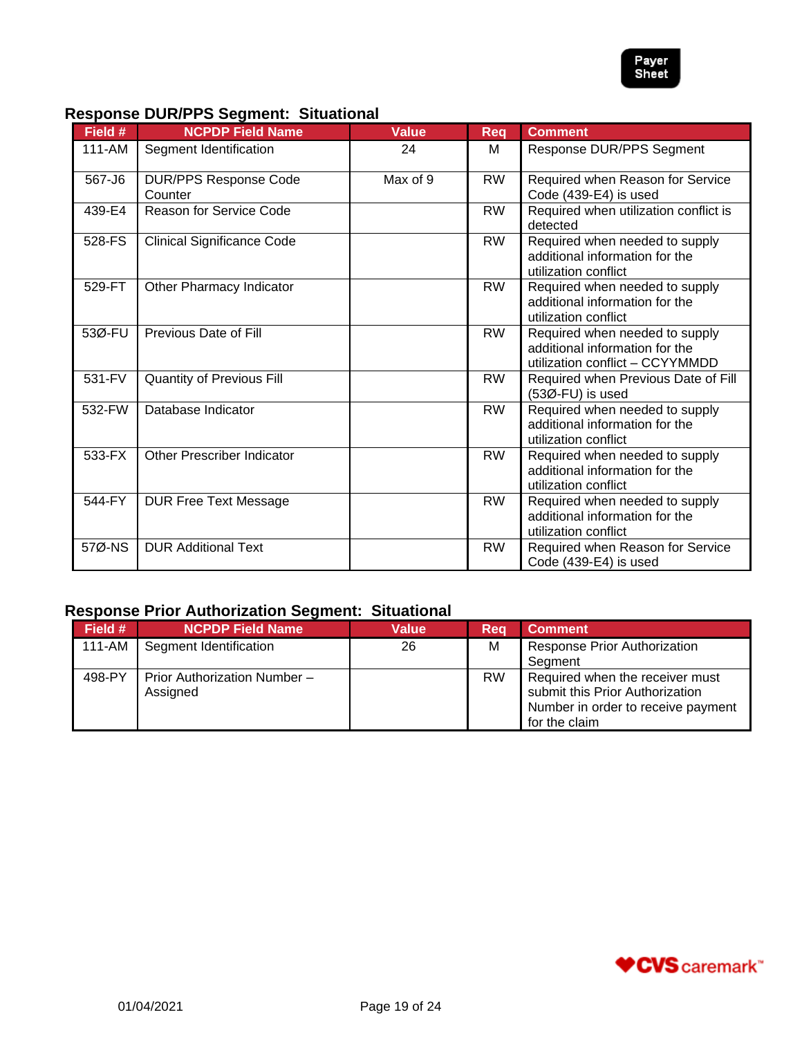### Response DUR/PPS Segment: Situational

| Field # | NCPDP Field Name | Value | Req | Comment |
|---|---|---|---|---|
| 111-AM | Segment Identification | 24 | M | Response DUR/PPS Segment |
| 567-J6 | DUR/PPS Response Code Counter | Max of 9 | RW | Required when Reason for Service Code (439-E4) is used |
| 439-E4 | Reason for Service Code | | RW | Required when utilization conflict is detected |
| 528-FS | Clinical Significance Code | | RW | Required when needed to supply additional information for the utilization conflict |
| 529-FT | Other Pharmacy Indicator | | RW | Required when needed to supply additional information for the utilization conflict |
| 53Ø-FU | Previous Date of Fill | | RW | Required when needed to supply additional information for the utilization conflict – CCYYMMDD |
| 531-FV | Quantity of Previous Fill | | RW | Required when Previous Date of Fill (53Ø-FU) is used |
| 532-FW | Database Indicator | | RW | Required when needed to supply additional information for the utilization conflict |
| 533-FX | Other Prescriber Indicator | | RW | Required when needed to supply additional information for the utilization conflict |
| 544-FY | DUR Free Text Message | | RW | Required when needed to supply additional information for the utilization conflict |
| 57Ø-NS | DUR Additional Text | | RW | Required when Reason for Service Code (439-E4) is used |

### Response Prior Authorization Segment: Situational

| Field # | NCPDP Field Name | Value | Req | Comment |
|---|---|---|---|---|
| 111-AM | Segment Identification | 26 | M | Response Prior Authorization Segment |
| 498-PY | Prior Authorization Number – Assigned | | RW | Required when the receiver must submit this Prior Authorization Number in order to receive payment for the claim |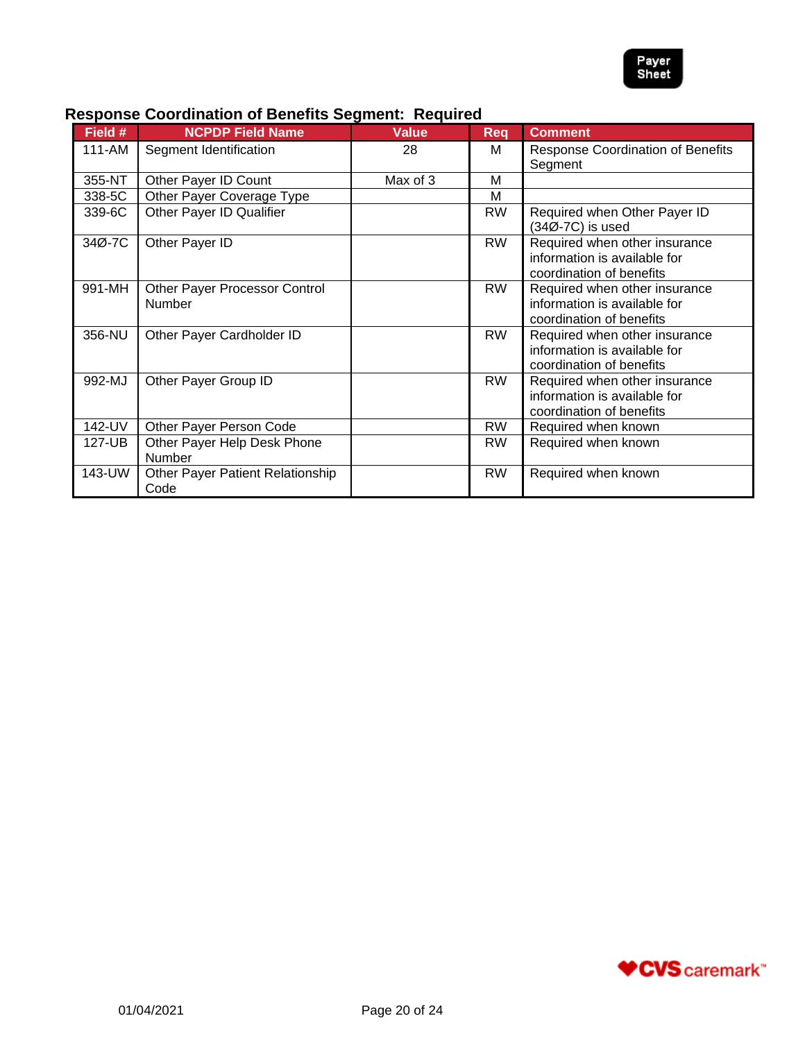## Response Coordination of Benefits Segment: Required

| Field # | NCPDP Field Name | Value | Req | Comment |
|---|---|---|---|---|
| 111-AM | Segment Identification | 28 | M | Response Coordination of Benefits Segment |
| 355-NT | Other Payer ID Count | Max of 3 | M | |
| 338-5C | Other Payer Coverage Type | | M | |
| 339-6C | Other Payer ID Qualifier | | RW | Required when Other Payer ID (34Ø-7C) is used |
| 34Ø-7C | Other Payer ID | | RW | Required when other insurance information is available for coordination of benefits |
| 991-MH | Other Payer Processor Control Number | | RW | Required when other insurance information is available for coordination of benefits |
| 356-NU | Other Payer Cardholder ID | | RW | Required when other insurance information is available for coordination of benefits |
| 992-MJ | Other Payer Group ID | | RW | Required when other insurance information is available for coordination of benefits |
| 142-UV | Other Payer Person Code | | RW | Required when known |
| 127-UB | Other Payer Help Desk Phone Number | | RW | Required when known |
| 143-UW | Other Payer Patient Relationship Code | | RW | Required when known |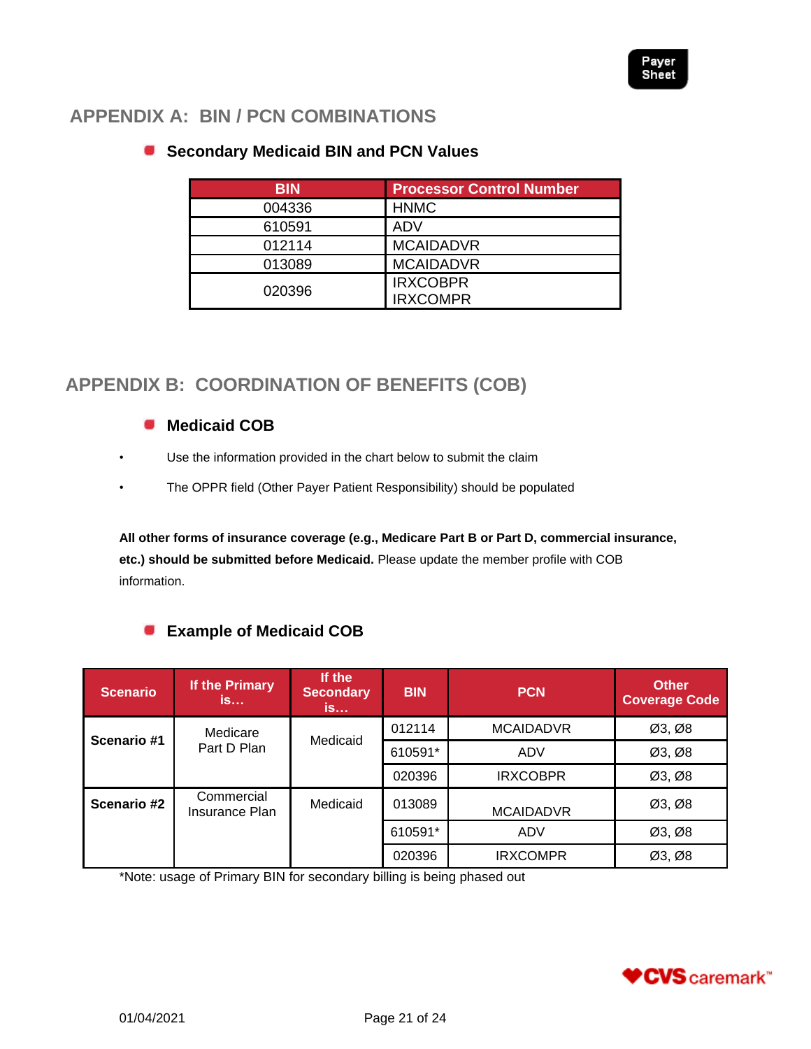## APPENDIX A: BIN / PCN COMBINATIONS

### Secondary Medicaid BIN and PCN Values

| BIN | Processor Control Number |
|---|---|
| 004336 | HNMC |
| 610591 | ADV |
| 012114 | MCAIDADVR |
| 013089 | MCAIDADVR |
| 020396 | IRXCOBPR<br>IRXCOMPR |

## APPENDIX B: COORDINATION OF BENEFITS (COB)

### Medicaid COB

- Use the information provided in the chart below to submit the claim
- The OPPR field (Other Payer Patient Responsibility) should be populated

**All other forms of insurance coverage (e.g., Medicare Part B or Part D, commercial insurance, etc.) should be submitted before Medicaid.** Please update the member profile with COB information.

### Example of Medicaid COB

| Scenario | If the Primary is… | If the Secondary is… | BIN | PCN | Other Coverage Code |
|---|---|---|---|---|---|
| **Scenario #1** | Medicare Part D Plan | Medicaid | 012114 | MCAIDADVR | Ø3, Ø8 |
| | | | 610591* | ADV | Ø3, Ø8 |
| | | | 020396 | IRXCOBPR | Ø3, Ø8 |
| **Scenario #2** | Commercial Insurance Plan | Medicaid | 013089 | MCAIDADVR | Ø3, Ø8 |
| | | | 610591* | ADV | Ø3, Ø8 |
| | | | 020396 | IRXCOMPR | Ø3, Ø8 |

*Note: usage of Primary BIN for secondary billing is being phased out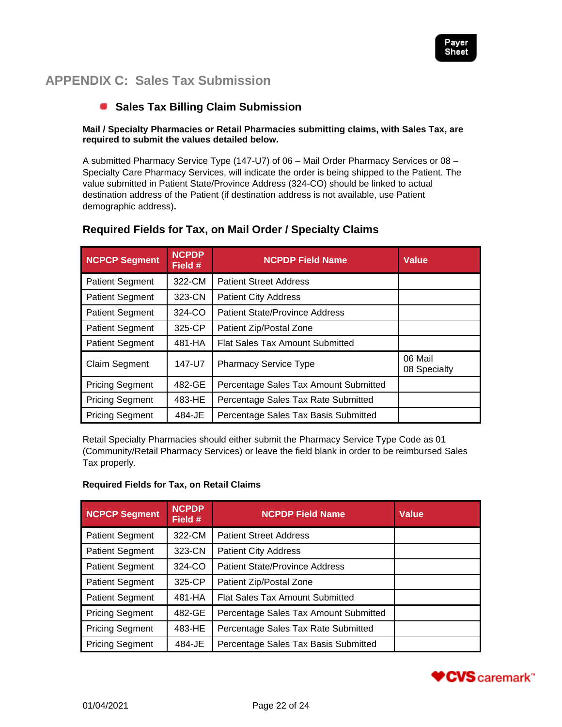Payer Sheet

## APPENDIX C: Sales Tax Submission

### Sales Tax Billing Claim Submission

**Mail / Specialty Pharmacies or Retail Pharmacies submitting claims, with Sales Tax, are required to submit the values detailed below.**

A submitted Pharmacy Service Type (147-U7) of 06 – Mail Order Pharmacy Services or 08 – Specialty Care Pharmacy Services, will indicate the order is being shipped to the Patient. The value submitted in Patient State/Province Address (324-CO) should be linked to actual destination address of the Patient (if destination address is not available, use Patient demographic address)**.**

### Required Fields for Tax, on Mail Order / Specialty Claims

| NCPCP Segment | NCPDP Field # | NCPDP Field Name | Value |
|---|---|---|---|
| Patient Segment | 322-CM | Patient Street Address | |
| Patient Segment | 323-CN | Patient City Address | |
| Patient Segment | 324-CO | Patient State/Province Address | |
| Patient Segment | 325-CP | Patient Zip/Postal Zone | |
| Patient Segment | 481-HA | Flat Sales Tax Amount Submitted | |
| Claim Segment | 147-U7 | Pharmacy Service Type | 06 Mail<br>08 Specialty |
| Pricing Segment | 482-GE | Percentage Sales Tax Amount Submitted | |
| Pricing Segment | 483-HE | Percentage Sales Tax Rate Submitted | |
| Pricing Segment | 484-JE | Percentage Sales Tax Basis Submitted | |

Retail Specialty Pharmacies should either submit the Pharmacy Service Type Code as 01 (Community/Retail Pharmacy Services) or leave the field blank in order to be reimbursed Sales Tax properly.

**Required Fields for Tax, on Retail Claims**

| NCPCP Segment | NCPDP Field # | NCPDP Field Name | Value |
|---|---|---|---|
| Patient Segment | 322-CM | Patient Street Address | |
| Patient Segment | 323-CN | Patient City Address | |
| Patient Segment | 324-CO | Patient State/Province Address | |
| Patient Segment | 325-CP | Patient Zip/Postal Zone | |
| Patient Segment | 481-HA | Flat Sales Tax Amount Submitted | |
| Pricing Segment | 482-GE | Percentage Sales Tax Amount Submitted | |
| Pricing Segment | 483-HE | Percentage Sales Tax Rate Submitted | |
| Pricing Segment | 484-JE | Percentage Sales Tax Basis Submitted | |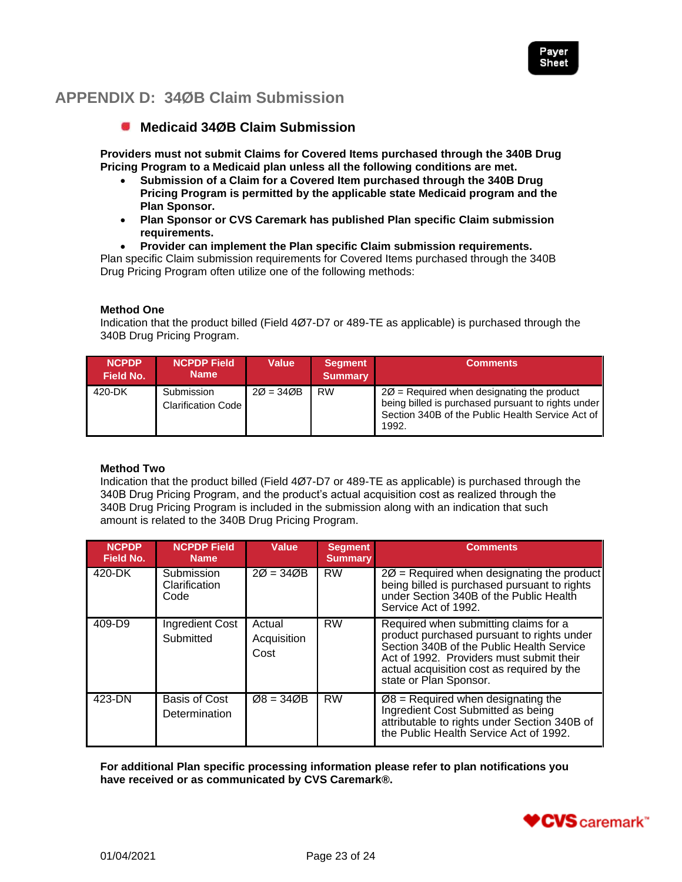# APPENDIX D: 34ØB Claim Submission

## Medicaid 34ØB Claim Submission

**Providers must not submit Claims for Covered Items purchased through the 340B Drug Pricing Program to a Medicaid plan unless all the following conditions are met.**

- **Submission of a Claim for a Covered Item purchased through the 340B Drug Pricing Program is permitted by the applicable state Medicaid program and the Plan Sponsor.**
- **Plan Sponsor or CVS Caremark has published Plan specific Claim submission requirements.**
- **Provider can implement the Plan specific Claim submission requirements.**

Plan specific Claim submission requirements for Covered Items purchased through the 340B Drug Pricing Program often utilize one of the following methods:

**Method One**

Indication that the product billed (Field 4Ø7-D7 or 489-TE as applicable) is purchased through the 340B Drug Pricing Program.

| NCPDP Field No. | NCPDP Field Name | Value | Segment Summary | Comments |
|---|---|---|---|---|
| 420-DK | Submission Clarification Code | 2Ø = 34ØB | RW | 2Ø = Required when designating the product being billed is purchased pursuant to rights under Section 340B of the Public Health Service Act of 1992. |

**Method Two**

Indication that the product billed (Field 4Ø7-D7 or 489-TE as applicable) is purchased through the 340B Drug Pricing Program, and the product's actual acquisition cost as realized through the 340B Drug Pricing Program is included in the submission along with an indication that such amount is related to the 340B Drug Pricing Program.

| NCPDP Field No. | NCPDP Field Name | Value | Segment Summary | Comments |
|---|---|---|---|---|
| 420-DK | Submission Clarification Code | 2Ø = 34ØB | RW | 2Ø = Required when designating the product being billed is purchased pursuant to rights under Section 340B of the Public Health Service Act of 1992. |
| 409-D9 | Ingredient Cost Submitted | Actual Acquisition Cost | RW | Required when submitting claims for a product purchased pursuant to rights under Section 340B of the Public Health Service Act of 1992. Providers must submit their actual acquisition cost as required by the state or Plan Sponsor. |
| 423-DN | Basis of Cost Determination | Ø8 = 34ØB | RW | Ø8 = Required when designating the Ingredient Cost Submitted as being attributable to rights under Section 340B of the Public Health Service Act of 1992. |

**For additional Plan specific processing information please refer to plan notifications you have received or as communicated by CVS Caremark®.**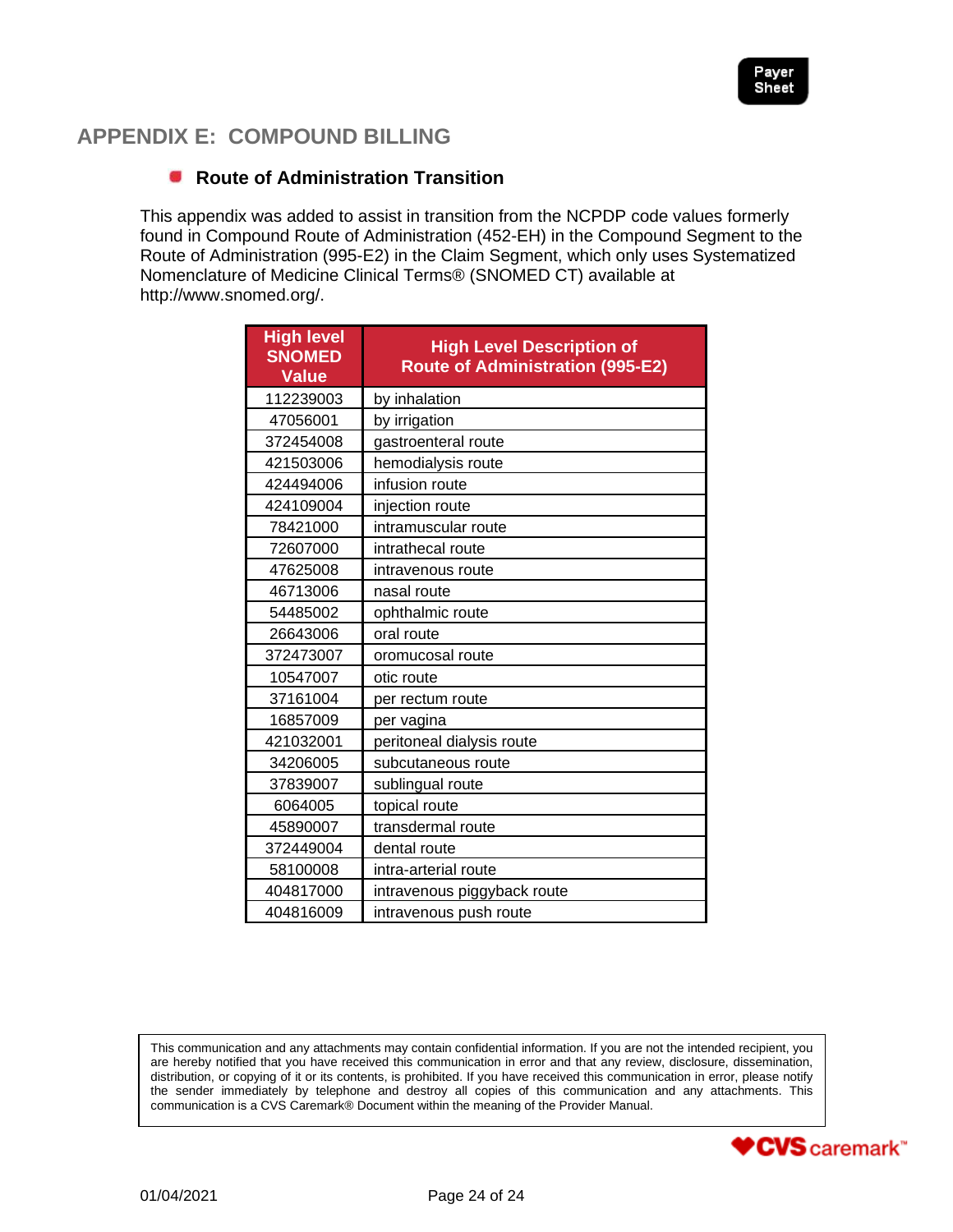## APPENDIX E: COMPOUND BILLING

### Route of Administration Transition

This appendix was added to assist in transition from the NCPDP code values formerly found in Compound Route of Administration (452-EH) in the Compound Segment to the Route of Administration (995-E2) in the Claim Segment, which only uses Systematized Nomenclature of Medicine Clinical Terms® (SNOMED CT) available at http://www.snomed.org/.

| High level SNOMED Value | High Level Description of Route of Administration (995-E2) |
|---|---|
| 112239003 | by inhalation |
| 47056001 | by irrigation |
| 372454008 | gastroenteral route |
| 421503006 | hemodialysis route |
| 424494006 | infusion route |
| 424109004 | injection route |
| 78421000 | intramuscular route |
| 72607000 | intrathecal route |
| 47625008 | intravenous route |
| 46713006 | nasal route |
| 54485002 | ophthalmic route |
| 26643006 | oral route |
| 372473007 | oromucosal route |
| 10547007 | otic route |
| 37161004 | per rectum route |
| 16857009 | per vagina |
| 421032001 | peritoneal dialysis route |
| 34206005 | subcutaneous route |
| 37839007 | sublingual route |
| 6064005 | topical route |
| 45890007 | transdermal route |
| 372449004 | dental route |
| 58100008 | intra-arterial route |
| 404817000 | intravenous piggyback route |
| 404816009 | intravenous push route |

This communication and any attachments may contain confidential information. If you are not the intended recipient, you are hereby notified that you have received this communication in error and that any review, disclosure, dissemination, distribution, or copying of it or its contents, is prohibited. If you have received this communication in error, please notify the sender immediately by telephone and destroy all copies of this communication and any attachments. This communication is a CVS Caremark® Document within the meaning of the Provider Manual.